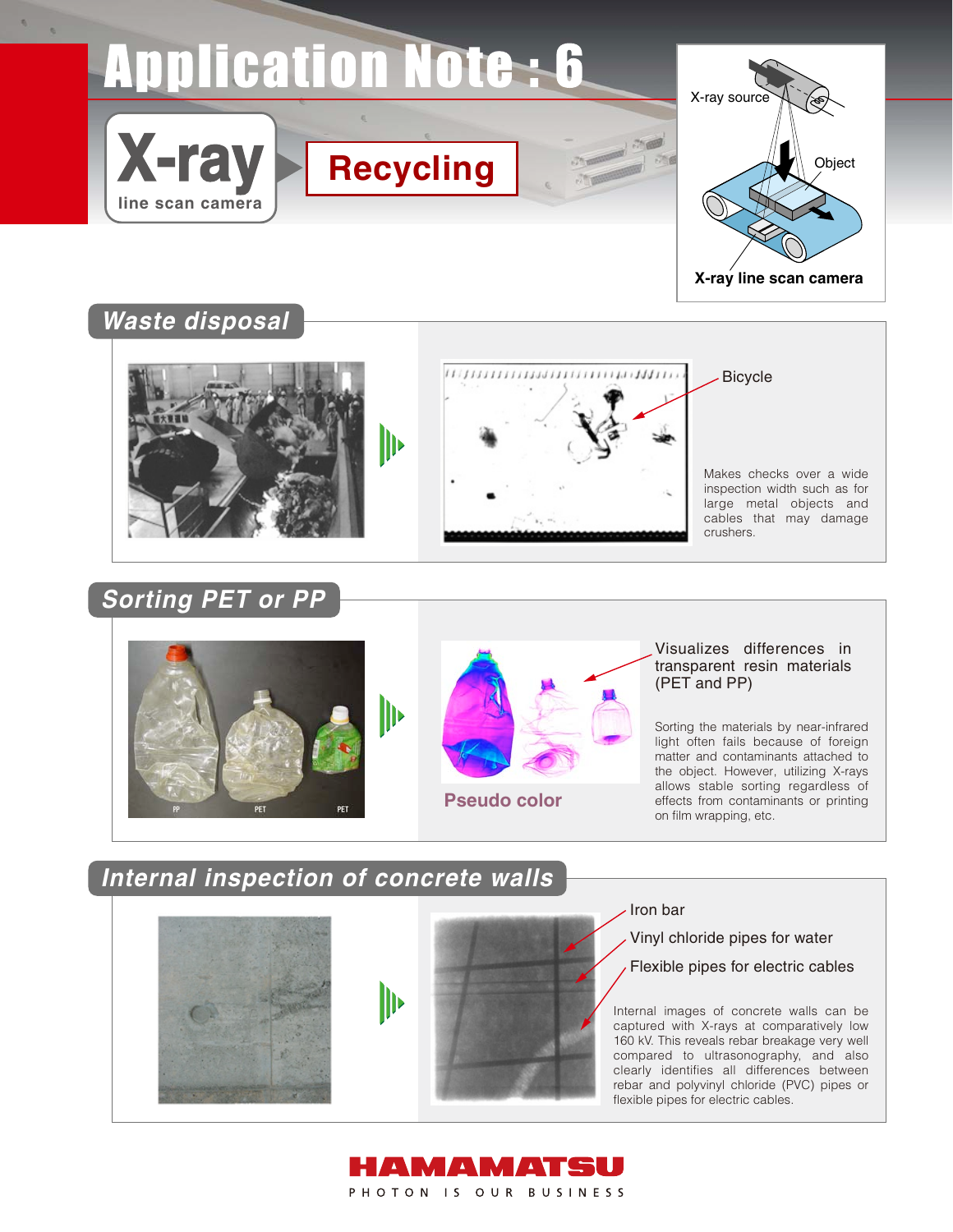# Application Note : 6

## X-ray line scan camera

## Recycling

X-ray source

Object

X-ray line scan camera

## Waste disposal

Bicycle

Makes checks over a wide inspection width such as for large metal objects and cables that may damage crushers.

## Sorting PET or PP

PP PET PET

Visualizes differences in transparent resin materials (PET and PP)

Pseudo color

Sorting the materials by near-infrared light often fails because of foreign matter and contaminants attached to the object. However, utilizing X-rays allows stable sorting regardless of effects from contaminants or printing on film wrapping, etc.

## Internal inspection of concrete walls

Iron bar

Vinyl chloride pipes for water

Flexible pipes for electric cables

Internal images of concrete walls can be captured with X-rays at comparatively low 160 kV. This reveals rebar breakage very well compared to ultrasonography, and also clearly identifies all differences between rebar and polyvinyl chloride (PVC) pipes or flexible pipes for electric cables.

**HAMAMATSU**

PHOTON IS OUR BUSINESS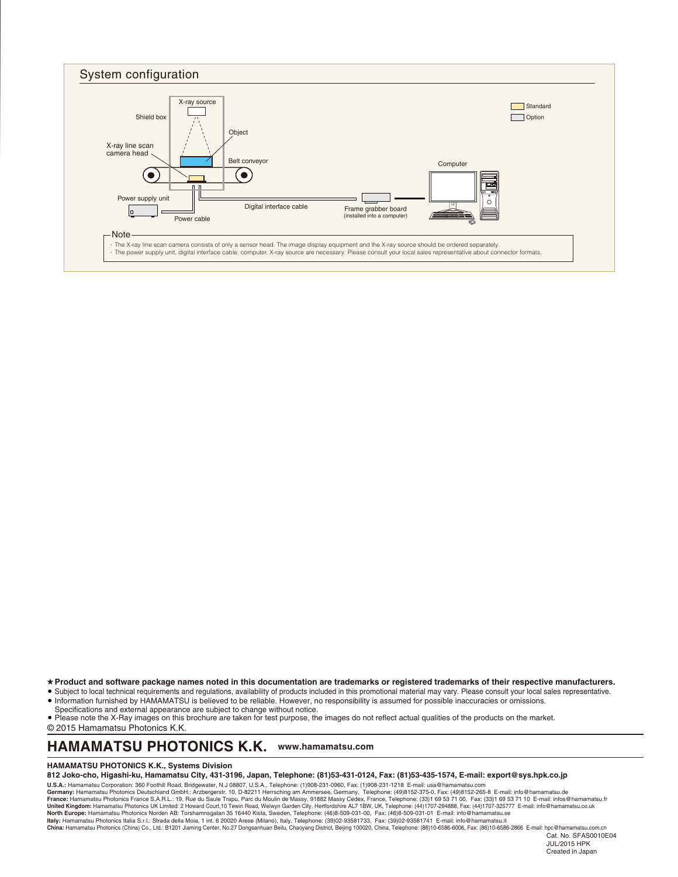## System configuration

X-ray source
Shield box
Object
X-ray line scan camera head
Belt conveyor
Computer
Power supply unit
Digital interface cable
Frame grabber board (installed into a computer)
Power cable
Standard
Option

**Note**

- The X-ray line scan camera consists of only a sensor head. The image display equipment and the X-ray source should be ordered separately.
- The power supply unit, digital interface cable, computer, X-ray source are necessary. Please consult your local sales representative about connector formats.

★ **Product and software package names noted in this documentation are trademarks or registered trademarks of their respective manufacturers.**

- Subject to local technical requirements and regulations, availability of products included in this promotional material may vary. Please consult your local sales representative.
- Information furnished by HAMAMATSU is believed to be reliable. However, no responsibility is assumed for possible inaccuracies or omissions. Specifications and external appearance are subject to change without notice.
- Please note the X-Ray images on this brochure are taken for test purpose, the images do not reflect actual qualities of the products on the market.

© 2015 Hamamatsu Photonics K.K.

# HAMAMATSU PHOTONICS K.K. www.hamamatsu.com

**HAMAMATSU PHOTONICS K.K., Systems Division**

**812 Joko-cho, Higashi-ku, Hamamatsu City, 431-3196, Japan, Telephone: (81)53-431-0124, Fax: (81)53-435-1574, E-mail: export@sys.hpk.co.jp**

**U.S.A.:** Hamamatsu Corporation: 360 Foothill Road, Bridgewater, N.J 08807, U.S.A., Telephone: (1)908-231-0960, Fax: (1)908-231-1218 E-mail: usa@hamamatsu.com
**Germany:** Hamamatsu Photonics Deutschland GmbH.: Arzbergerstr. 10, D-82211 Herrsching am Ammersee, Germany, Telephone: (49)8152-375-0, Fax: (49)8152-265-8 E-mail: info@hamamatsu.de
**France:** Hamamatsu Photonics France S.A.R.L.: 19, Rue du Saule Trapu, Parc du Moulin de Massy, 91882 Massy Cedex, France, Telephone: (33)1 69 53 71 00, Fax: (33)1 69 53 71 10 E-mail: infos@hamamatsu.fr
**United Kingdom:** Hamamatsu Photonics UK Limited: 2 Howard Court,10 Tewin Road, Welwyn Garden City, Hertfordshire AL7 1BW, UK, Telephone: (44)1707-294888, Fax: (44)1707-325777 E-mail: info@hamamatsu.co.uk
**North Europe:** Hamamatsu Photonics Norden AB: Torshamnsgatan 35 16440 Kista, Sweden, Telephone: (46)8-509-031-00, Fax: (46)8-509-031-01 E-mail: info@hamamatsu.se
**Italy:** Hamamatsu Photonics Italia S.r.l.: Strada della Moia, 1 int. 6 20020 Arese (Milano), Italy, Telephone: (39)02-93581733, Fax: (39)02-93581741 E-mail: info@hamamatsu.it
**China:** Hamamatsu Photonics (China) Co., Ltd.: B1201 Jiaming Center, No.27 Dongsanhuan Beilu, Chaoyang District, Beijing 100020, China, Telephone: (86)10-6586-6006, Fax: (86)10-6586-2866 E-mail: hpc@hamamatsu.com.cn

Cat. No. SFAS0010E04
JUL/2015 HPK
Created in Japan